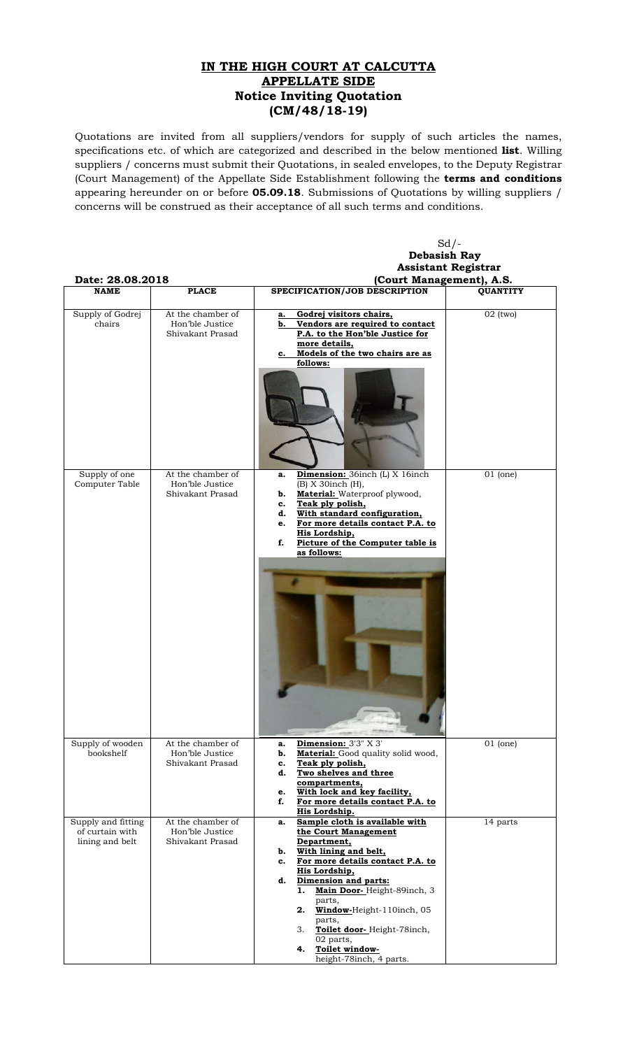# IN THE HIGH COURT AT CALCUTTA
## APPELLATE SIDE
### Notice Inviting Quotation
### (CM/48/18-19)

Quotations are invited from all suppliers/vendors for supply of such articles the names, specifications etc. of which are categorized and described in the below mentioned **list**. Willing suppliers / concerns must submit their Quotations, in sealed envelopes, to the Deputy Registrar (Court Management) of the Appellate Side Establishment following the **terms and conditions** appearing hereunder on or before **05.09.18**. Submissions of Quotations by willing suppliers / concerns will be construed as their acceptance of all such terms and conditions.

Sd/-
**Debasish Ray**
**Assistant Registrar**
**(Court Management), A.S.**

**Date: 28.08.2018**

| NAME | PLACE | SPECIFICATION/JOB DESCRIPTION | QUANTITY |
|---|---|---|---|
| Supply of Godrej chairs | At the chamber of Hon'ble Justice Shivakant Prasad | a. **Godrej visitors chairs,** <br> b. **Vendors are required to contact P.A. to the Hon'ble Justice for more details,** <br> c. **Models of the two chairs are as follows:** | 02 (two) |
| Supply of one Computer Table | At the chamber of Hon'ble Justice Shivakant Prasad | a. **Dimension:** 36inch (L) X 16inch (B) X 30inch (H), <br> b. **Material:** Waterproof plywood, <br> c. **Teak ply polish,** <br> d. **With standard configuration,** <br> e. **For more details contact P.A. to His Lordship,** <br> f. **Picture of the Computer table is as follows:** | 01 (one) |
| Supply of wooden bookshelf | At the chamber of Hon'ble Justice Shivakant Prasad | a. **Dimension:** 3'3" X 3' <br> b. **Material:** Good quality solid wood, <br> c. **Teak ply polish,** <br> d. **Two shelves and three compartments,** <br> e. **With lock and key facility,** <br> f. **For more details contact P.A. to His Lordship.** | 01 (one) |
| Supply and fitting of curtain with lining and belt | At the chamber of Hon'ble Justice Shivakant Prasad | a. **Sample cloth is available with the Court Management Department,** <br> b. **With lining and belt,** <br> c. **For more details contact P.A. to His Lordship,** <br> d. **Dimension and parts:** <br> 1. **Main Door-** Height-89inch, 3 parts, <br> 2. **Window-**Height-110inch, 05 parts, <br> 3. **Toilet door-** Height-78inch, 02 parts, <br> 4. **Toilet window-** height-78inch, 4 parts. | 14 parts |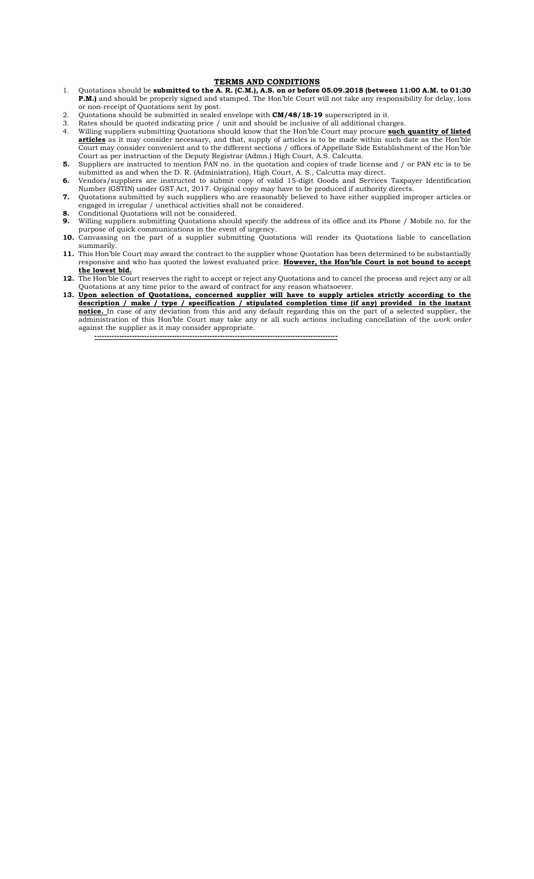## TERMS AND CONDITIONS

1. Quotations should be **submitted to the A. R. (C.M.), A.S. on or before 05.09.2018 (between 11:00 A.M. to 01:30 P.M.)** and should be properly signed and stamped. The Hon'ble Court will not take any responsibility for delay, loss or non-receipt of Quotations sent by post.
2. Quotations should be submitted in sealed envelope with **CM/48/18-19** superscripted in it.
3. Rates should be quoted indicating price / unit and should be inclusive of all additional charges.
4. Willing suppliers submitting Quotations should know that the Hon'ble Court may procure **such quantity of listed articles** as it may consider necessary, and that, supply of articles is to be made within such date as the Hon'ble Court may consider convenient and to the different sections / offices of Appellate Side Establishment of the Hon'ble Court as per instruction of the Deputy Registrar (Admn.) High Court, A.S. Calcutta.
5. Suppliers are instructed to mention PAN no. in the quotation and copies of trade license and / or PAN etc is to be submitted as and when the D. R. (Administration), High Court, A. S., Calcutta may direct.
6. Vendors/suppliers are instructed to submit copy of valid 15-digit Goods and Services Taxpayer Identification Number (GSTIN) under GST Act, 2017. Original copy may have to be produced if authority directs.
7. Quotations submitted by such suppliers who are reasonably believed to have either supplied improper articles or engaged in irregular / unethical activities shall not be considered.
8. Conditional Quotations will not be considered.
9. Willing suppliers submitting Quotations should specify the address of its office and its Phone / Mobile no. for the purpose of quick communications in the event of urgency.
10. Canvassing on the part of a supplier submitting Quotations will render its Quotations liable to cancellation summarily.
11. This Hon'ble Court may award the contract to the supplier whose Quotation has been determined to be substantially responsive and who has quoted the lowest evaluated price. **However, the Hon'ble Court is not bound to accept the lowest bid.**
12. The Hon'ble Court reserves the right to accept or reject any Quotations and to cancel the process and reject any or all Quotations at any time prior to the award of contract for any reason whatsoever.
13. **Upon selection of Quotations, concerned supplier will have to supply articles strictly according to the description / make / type / specification / stipulated completion time (if any) provided in the instant notice.** In case of any deviation from this and any default regarding this on the part of a selected supplier, the administration of this Hon'ble Court may take any or all such actions including cancellation of the *work order* against the supplier as it may consider appropriate.

---